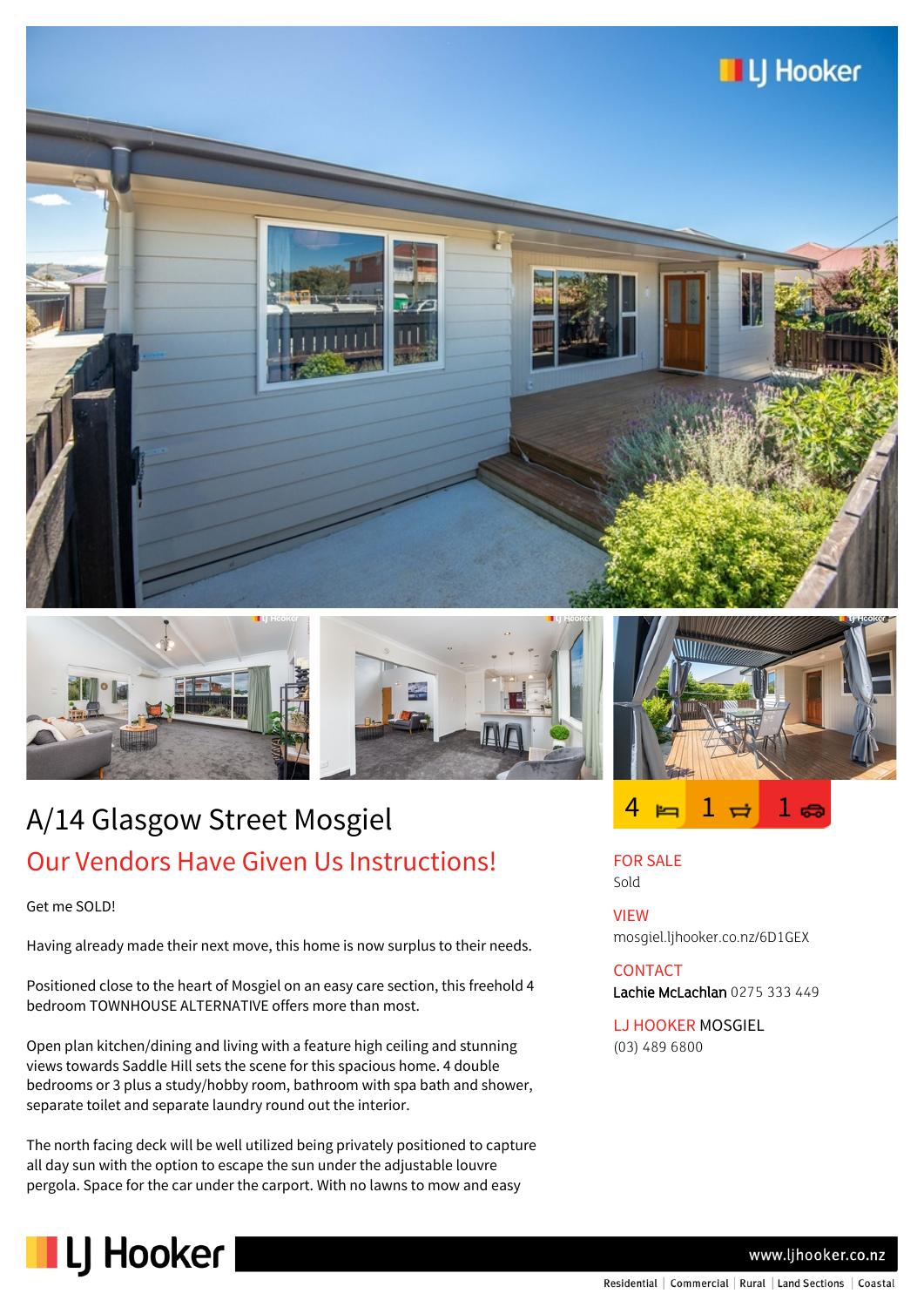# A/14 Glasgow Street Mosgiel

## Our Vendors Have Given Us Instructions!

4 bed | 1 bath | 1 car

Get me SOLD!

Having already made their next move, this home is now surplus to their needs.

Positioned close to the heart of Mosgiel on an easy care section, this freehold 4 bedroom TOWNHOUSE ALTERNATIVE offers more than most.

Open plan kitchen/dining and living with a feature high ceiling and stunning views towards Saddle Hill sets the scene for this spacious home. 4 double bedrooms or 3 plus a study/hobby room, bathroom with spa bath and shower, separate toilet and separate laundry round out the interior.

The north facing deck will be well utilized being privately positioned to capture all day sun with the option to escape the sun under the adjustable louvre pergola. Space for the car under the carport. With no lawns to mow and easy

**FOR SALE**
Sold

**VIEW**
mosgiel.ljhooker.co.nz/6D1GEX

**CONTACT**
**Lachie McLachlan** 0275 333 449

**LJ HOOKER MOSGIEL**
(03) 489 6800

www.ljhooker.co.nz

Residential | Commercial | Rural | Land Sections | Coastal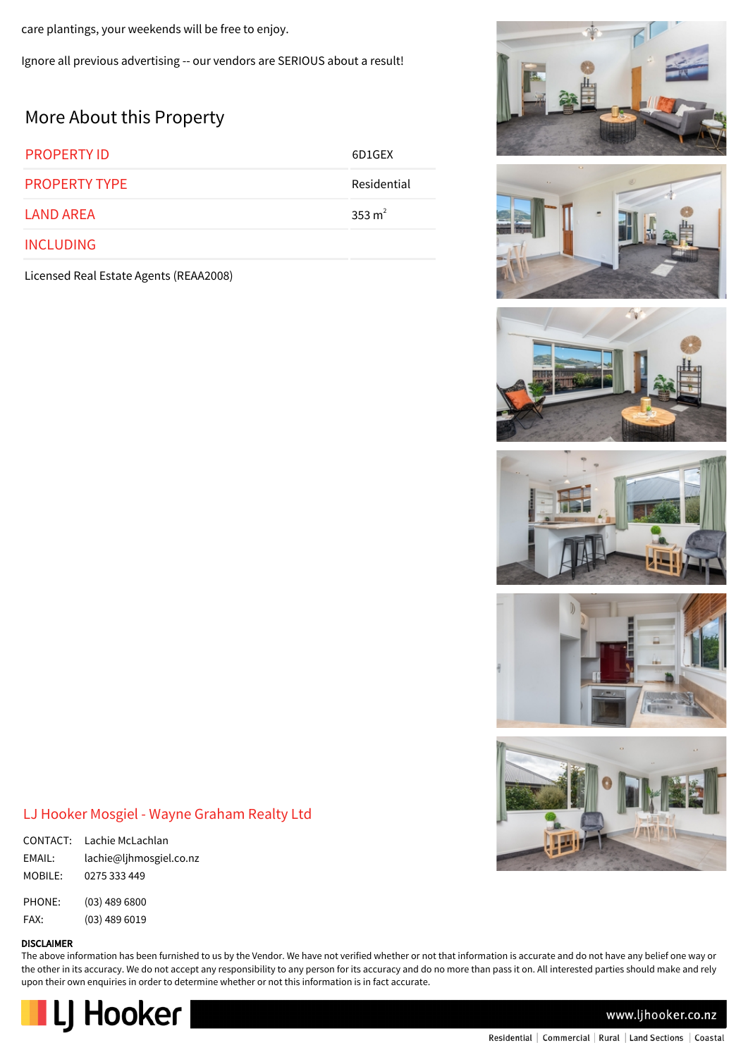care plantings, your weekends will be free to enjoy.

Ignore all previous advertising -- our vendors are SERIOUS about a result!

## More About this Property

| | |
|---|---|
| PROPERTY ID | 6D1GEX |
| PROPERTY TYPE | Residential |
| LAND AREA | 353 $m^2$ |
| INCLUDING | |

Licensed Real Estate Agents (REAA2008)

### LJ Hooker Mosgiel - Wayne Graham Realty Ltd

CONTACT: Lachie McLachlan
EMAIL: lachie@ljhmosgiel.co.nz
MOBILE: 0275 333 449

PHONE: (03) 489 6800
FAX: (03) 489 6019

**DISCLAIMER**
The above information has been furnished to us by the Vendor. We have not verified whether or not that information is accurate and do not have any belief one way or the other in its accuracy. We do not accept any responsibility to any person for its accuracy and do no more than pass it on. All interested parties should make and rely upon their own enquiries in order to determine whether or not this information is in fact accurate.

LJ Hooker www.ljhooker.co.nz

Residential | Commercial | Rural | Land Sections | Coastal